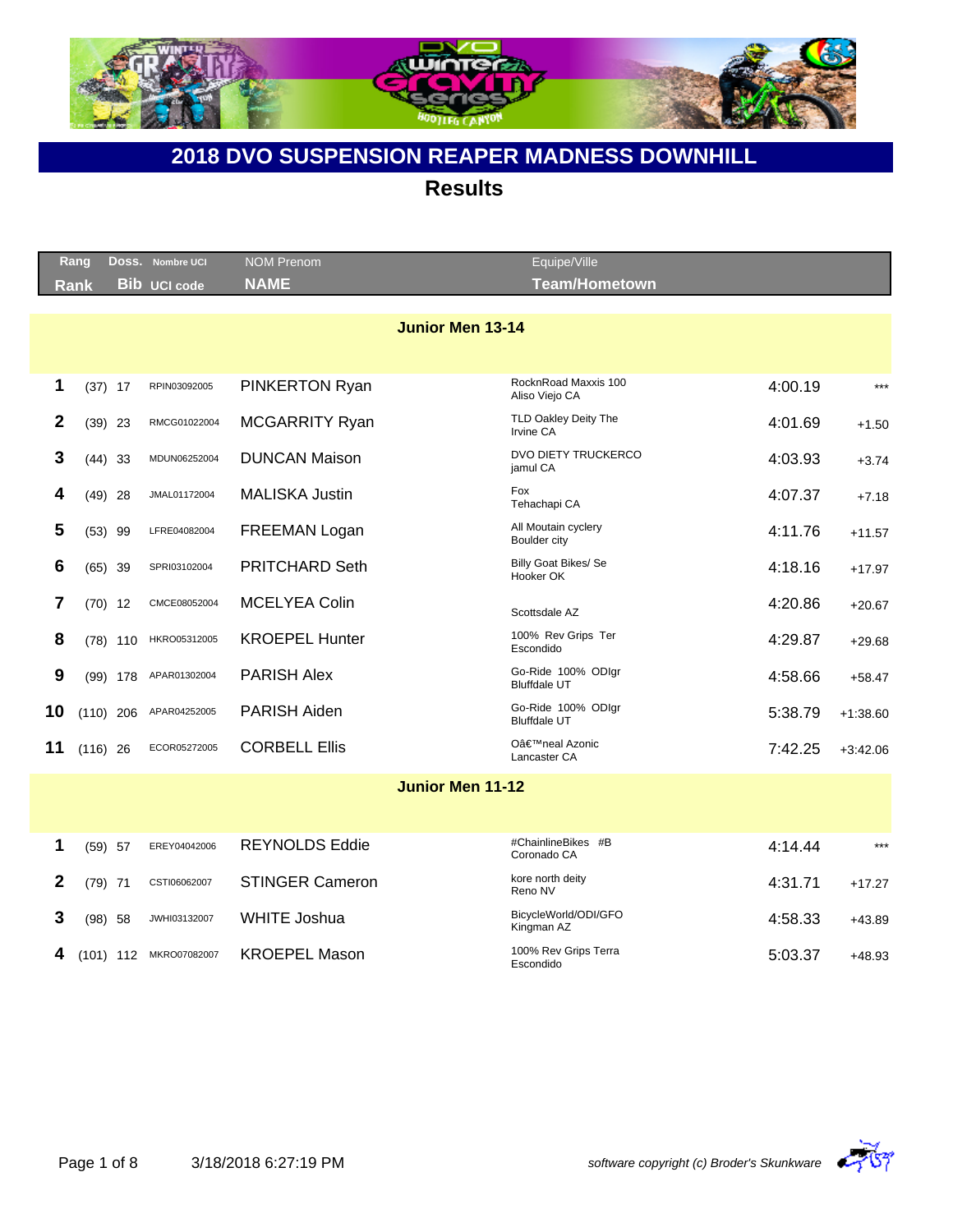# 2018 DVO SUSPENSION REAPER MADNESS DOWNHILL

## Results

| Rang / Rank | | Doss. / Bib | Nombre UCI / UCI code | NOM Prenom / NAME | Equipe/Ville / Team/Hometown | | |
|---|---|---|---|---|---|---|---|
| **Junior Men 13-14** | | | | | | | |
| 1 | (37) | 17 | RPIN03092005 | PINKERTON Ryan | RocknRoad Maxxis 100<br>Aliso Viejo CA | 4:00.19 | *** |
| 2 | (39) | 23 | RMCG01022004 | MCGARRITY Ryan | TLD Oakley Deity The<br>Irvine CA | 4:01.69 | +1.50 |
| 3 | (44) | 33 | MDUN06252004 | DUNCAN Maison | DVO DIETY TRUCKERCO<br>jamul CA | 4:03.93 | +3.74 |
| 4 | (49) | 28 | JMAL01172004 | MALISKA Justin | Fox<br>Tehachapi CA | 4:07.37 | +7.18 |
| 5 | (53) | 99 | LFRE04082004 | FREEMAN Logan | All Moutain cyclery<br>Boulder city | 4:11.76 | +11.57 |
| 6 | (65) | 39 | SPRI03102004 | PRITCHARD Seth | Billy Goat Bikes/ Se<br>Hooker OK | 4:18.16 | +17.97 |
| 7 | (70) | 12 | CMCE08052004 | MCELYEA Colin | Scottsdale AZ | 4:20.86 | +20.67 |
| 8 | (78) | 110 | HKRO05312005 | KROEPEL Hunter | 100% Rev Grips Ter<br>Escondido | 4:29.87 | +29.68 |
| 9 | (99) | 178 | APAR01302004 | PARISH Alex | Go-Ride 100% ODIgr<br>Bluffdale UT | 4:58.66 | +58.47 |
| 10 | (110) | 206 | APAR04252005 | PARISH Aiden | Go-Ride 100% ODIgr<br>Bluffdale UT | 5:38.79 | +1:38.60 |
| 11 | (116) | 26 | ECOR05272005 | CORBELL Ellis | Oâ€™neal Azonic<br>Lancaster CA | 7:42.25 | +3:42.06 |
| **Junior Men 11-12** | | | | | | | |
| 1 | (59) | 57 | EREY04042006 | REYNOLDS Eddie | #ChainlineBikes #B<br>Coronado CA | 4:14.44 | *** |
| 2 | (79) | 71 | CSTI06062007 | STINGER Cameron | kore north deity<br>Reno NV | 4:31.71 | +17.27 |
| 3 | (98) | 58 | JWHI03132007 | WHITE Joshua | BicycleWorld/ODI/GFO<br>Kingman AZ | 4:58.33 | +43.89 |
| 4 | (101) | 112 | MKRO07082007 | KROEPEL Mason | 100% Rev Grips Terra<br>Escondido | 5:03.37 | +48.93 |

3/18/2018 6:27:19 PM

*software copyright (c) Broder's Skunkware*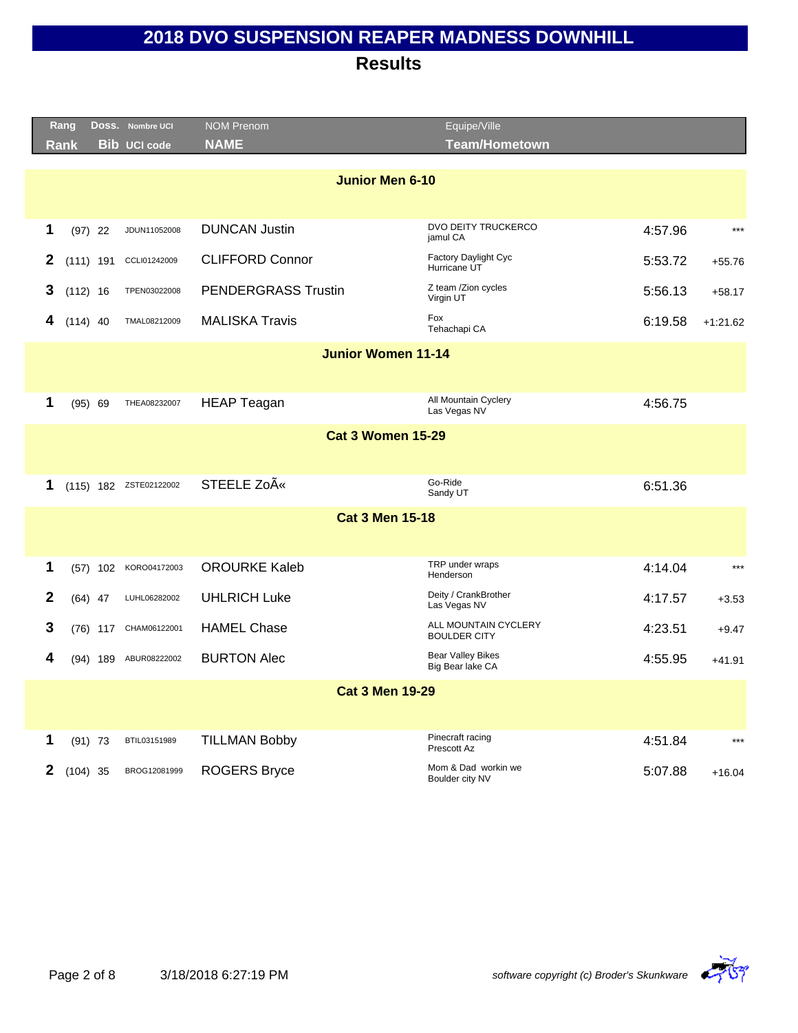# 2018 DVO SUSPENSION REAPER MADNESS DOWNHILL

## Results

| Rang Rank | | Doss. Bib | Nombre UCI UCI code | NOM Prenom NAME | Equipe/Ville Team/Hometown | | |
|---|---|---|---|---|---|---|---|
| **Junior Men 6-10** | | | | | | | |
| 1 | (97) | 22 | JDUN11052008 | DUNCAN Justin | DVO DEITY TRUCKERCO jamul CA | 4:57.96 | *** |
| 2 | (111) | 191 | CCLI01242009 | CLIFFORD Connor | Factory Daylight Cyc Hurricane UT | 5:53.72 | +55.76 |
| 3 | (112) | 16 | TPEN03022008 | PENDERGRASS Trustin | Z team /Zion cycles Virgin UT | 5:56.13 | +58.17 |
| 4 | (114) | 40 | TMAL08212009 | MALISKA Travis | Fox Tehachapi CA | 6:19.58 | +1:21.62 |
| **Junior Women 11-14** | | | | | | | |
| 1 | (95) | 69 | THEA08232007 | HEAP Teagan | All Mountain Cyclery Las Vegas NV | 4:56.75 | |
| **Cat 3 Women 15-29** | | | | | | | |
| 1 | (115) | 182 | ZSTE02122002 | STEELE ZoÃ« | Go-Ride Sandy UT | 6:51.36 | |
| **Cat 3 Men 15-18** | | | | | | | |
| 1 | (57) | 102 | KORO04172003 | OROURKE Kaleb | TRP under wraps Henderson | 4:14.04 | *** |
| 2 | (64) | 47 | LUHL06282002 | UHLRICH Luke | Deity / CrankBrother Las Vegas NV | 4:17.57 | +3.53 |
| 3 | (76) | 117 | CHAM06122001 | HAMEL Chase | ALL MOUNTAIN CYCLERY BOULDER CITY | 4:23.51 | +9.47 |
| 4 | (94) | 189 | ABUR08222002 | BURTON Alec | Bear Valley Bikes Big Bear lake CA | 4:55.95 | +41.91 |
| **Cat 3 Men 19-29** | | | | | | | |
| 1 | (91) | 73 | BTIL03151989 | TILLMAN Bobby | Pinecraft racing Prescott Az | 4:51.84 | *** |
| 2 | (104) | 35 | BROG12081999 | ROGERS Bryce | Mom & Dad workin we Boulder city NV | 5:07.88 | +16.04 |

3/18/2018 6:27:19 PM

*software copyright (c) Broder's Skunkware*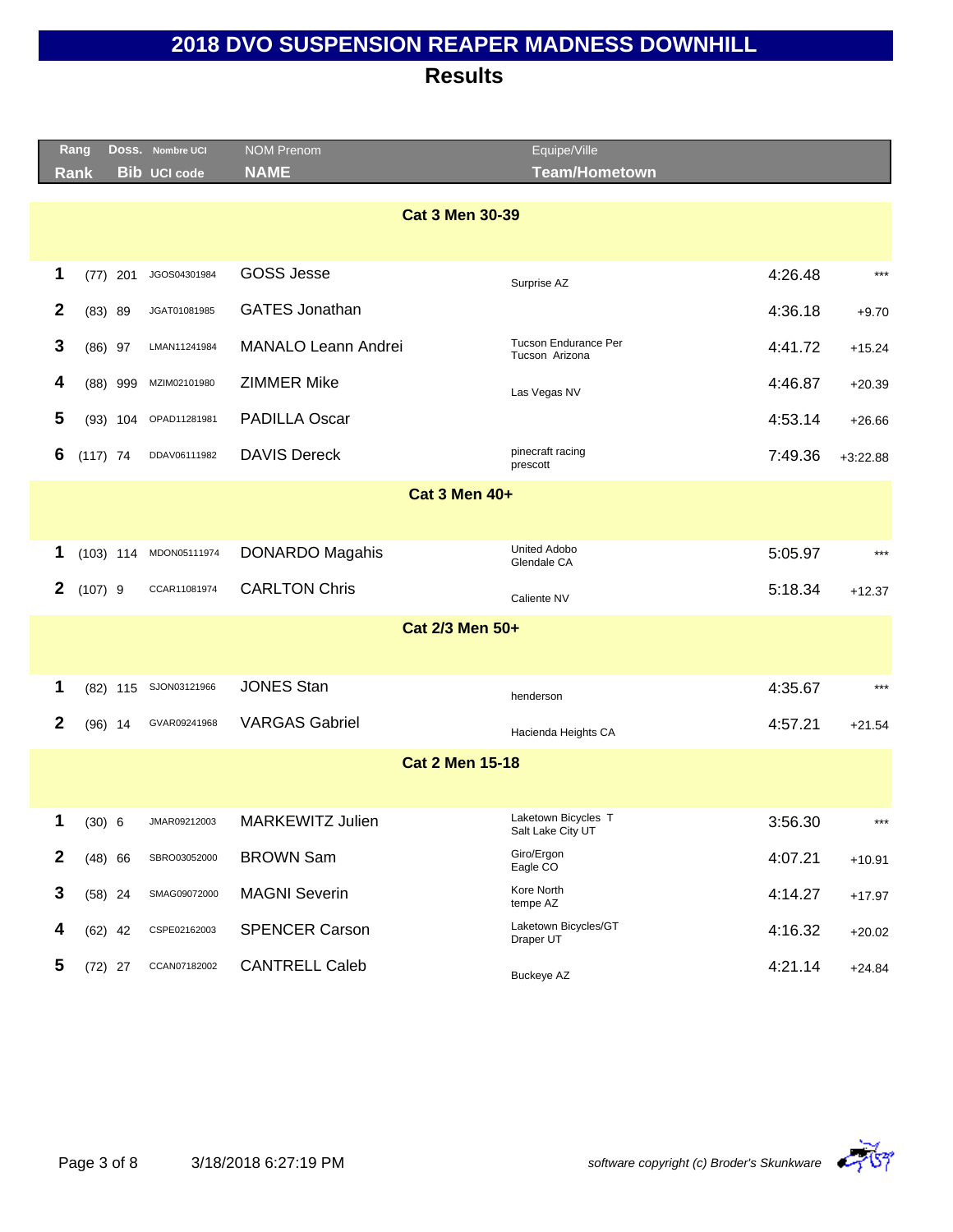# 2018 DVO SUSPENSION REAPER MADNESS DOWNHILL

## Results

| Rang Rank | Doss. Bib | Nombre UCI UCI code | NOM Prenom NAME | Equipe/Ville Team/Hometown | | |
|---|---|---|---|---|---|---|
| **Cat 3 Men 30-39** | | | | | | |
| 1 | (77) 201 | JGOS04301984 | GOSS Jesse | Surprise AZ | 4:26.48 | *** |
| 2 | (83) 89 | JGAT01081985 | GATES Jonathan | | 4:36.18 | +9.70 |
| 3 | (86) 97 | LMAN11241984 | MANALO Leann Andrei | Tucson Endurance Per Tucson Arizona | 4:41.72 | +15.24 |
| 4 | (88) 999 | MZIM02101980 | ZIMMER Mike | Las Vegas NV | 4:46.87 | +20.39 |
| 5 | (93) 104 | OPAD11281981 | PADILLA Oscar | | 4:53.14 | +26.66 |
| 6 | (117) 74 | DDAV06111982 | DAVIS Dereck | pinecraft racing prescott | 7:49.36 | +3:22.88 |
| **Cat 3 Men 40+** | | | | | | |
| 1 | (103) 114 | MDON05111974 | DONARDO Magahis | United Adobo Glendale CA | 5:05.97 | *** |
| 2 | (107) 9 | CCAR11081974 | CARLTON Chris | Caliente NV | 5:18.34 | +12.37 |
| **Cat 2/3 Men 50+** | | | | | | |
| 1 | (82) 115 | SJON03121966 | JONES Stan | henderson | 4:35.67 | *** |
| 2 | (96) 14 | GVAR09241968 | VARGAS Gabriel | Hacienda Heights CA | 4:57.21 | +21.54 |
| **Cat 2 Men 15-18** | | | | | | |
| 1 | (30) 6 | JMAR09212003 | MARKEWITZ Julien | Laketown Bicycles T Salt Lake City UT | 3:56.30 | *** |
| 2 | (48) 66 | SBRO03052000 | BROWN Sam | Giro/Ergon Eagle CO | 4:07.21 | +10.91 |
| 3 | (58) 24 | SMAG09072000 | MAGNI Severin | Kore North tempe AZ | 4:14.27 | +17.97 |
| 4 | (62) 42 | CSPE02162003 | SPENCER Carson | Laketown Bicycles/GT Draper UT | 4:16.32 | +20.02 |
| 5 | (72) 27 | CCAN07182002 | CANTRELL Caleb | Buckeye AZ | 4:21.14 | +24.84 |

3/18/2018 6:27:19 PM

*software copyright (c) Broder's Skunkware*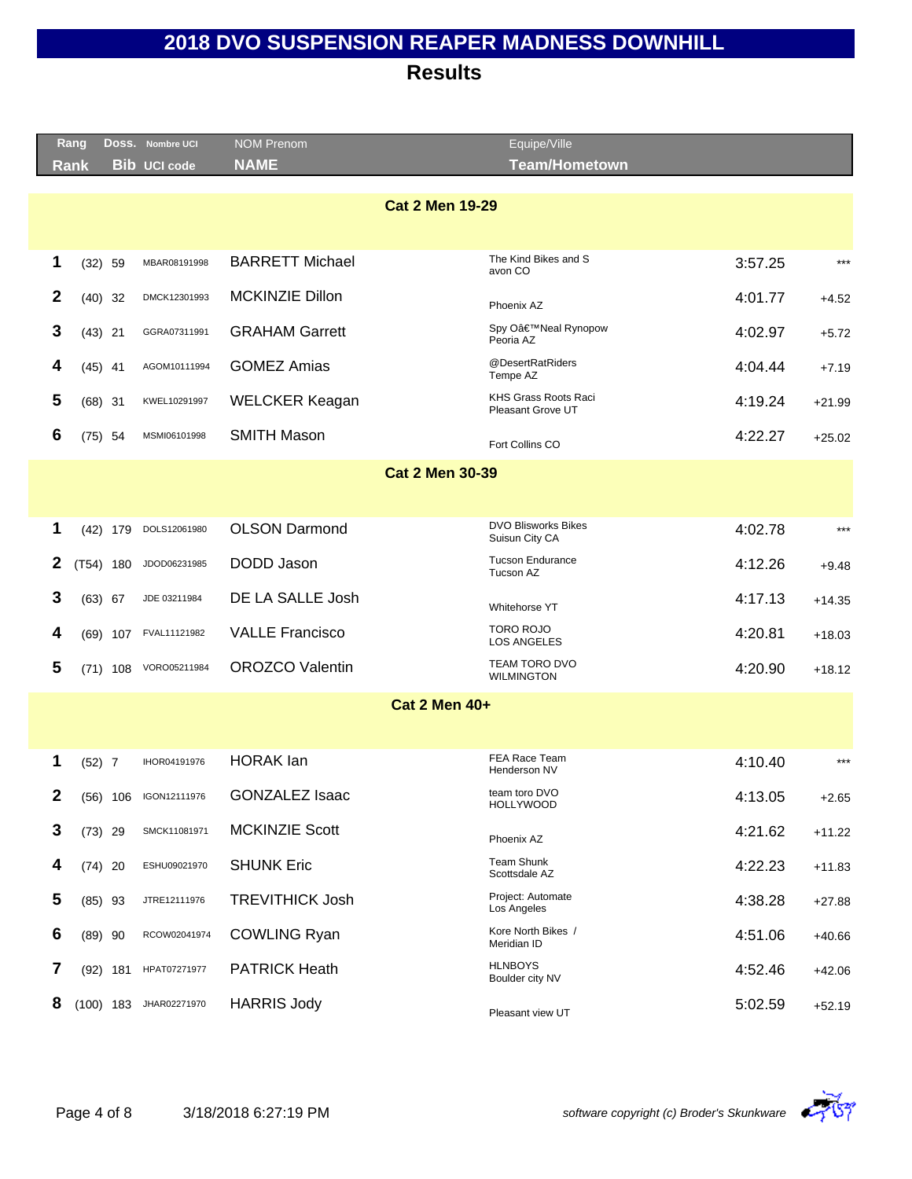# 2018 DVO SUSPENSION REAPER MADNESS DOWNHILL

## Results

| Rang / Rank | | Doss. / Bib | Nombre UCI / UCI code | NOM Prenom / NAME | Equipe/Ville / Team/Hometown | | |
|---|---|---|---|---|---|---|---|
| **Cat 2 Men 19-29** | | | | | | | |
| 1 | (32) | 59 | MBAR08191998 | BARRETT Michael | The Kind Bikes and S avon CO | 3:57.25 | *** |
| 2 | (40) | 32 | DMCK12301993 | MCKINZIE Dillon | Phoenix AZ | 4:01.77 | +4.52 |
| 3 | (43) | 21 | GGRA07311991 | GRAHAM Garrett | Spy Oâ€™Neal Rynopow Peoria AZ | 4:02.97 | +5.72 |
| 4 | (45) | 41 | AGOM10111994 | GOMEZ Amias | @DesertRatRiders Tempe AZ | 4:04.44 | +7.19 |
| 5 | (68) | 31 | KWEL10291997 | WELCKER Keagan | KHS Grass Roots Raci Pleasant Grove UT | 4:19.24 | +21.99 |
| 6 | (75) | 54 | MSMI06101998 | SMITH Mason | Fort Collins CO | 4:22.27 | +25.02 |
| **Cat 2 Men 30-39** | | | | | | | |
| 1 | (42) | 179 | DOLS12061980 | OLSON Darmond | DVO Blisworks Bikes Suisun City CA | 4:02.78 | *** |
| 2 | (T54) | 180 | JDOD06231985 | DODD Jason | Tucson Endurance Tucson AZ | 4:12.26 | +9.48 |
| 3 | (63) | 67 | JDE 03211984 | DE LA SALLE Josh | Whitehorse YT | 4:17.13 | +14.35 |
| 4 | (69) | 107 | FVAL11121982 | VALLE Francisco | TORO ROJO LOS ANGELES | 4:20.81 | +18.03 |
| 5 | (71) | 108 | VORO05211984 | OROZCO Valentin | TEAM TORO DVO WILMINGTON | 4:20.90 | +18.12 |
| **Cat 2 Men 40+** | | | | | | | |
| 1 | (52) | 7 | IHOR04191976 | HORAK Ian | FEA Race Team Henderson NV | 4:10.40 | *** |
| 2 | (56) | 106 | IGON12111976 | GONZALEZ Isaac | team toro DVO HOLLYWOOD | 4:13.05 | +2.65 |
| 3 | (73) | 29 | SMCK11081971 | MCKINZIE Scott | Phoenix AZ | 4:21.62 | +11.22 |
| 4 | (74) | 20 | ESHU09021970 | SHUNK Eric | Team Shunk Scottsdale AZ | 4:22.23 | +11.83 |
| 5 | (85) | 93 | JTRE12111976 | TREVITHICK Josh | Project: Automate Los Angeles | 4:38.28 | +27.88 |
| 6 | (89) | 90 | RCOW02041974 | COWLING Ryan | Kore North Bikes / Meridian ID | 4:51.06 | +40.66 |
| 7 | (92) | 181 | HPAT07271977 | PATRICK Heath | HLNBOYS Boulder city NV | 4:52.46 | +42.06 |
| 8 | (100) | 183 | JHAR02271970 | HARRIS Jody | Pleasant view UT | 5:02.59 | +52.19 |

3/18/2018 6:27:19 PM

*software copyright (c) Broder's Skunkware*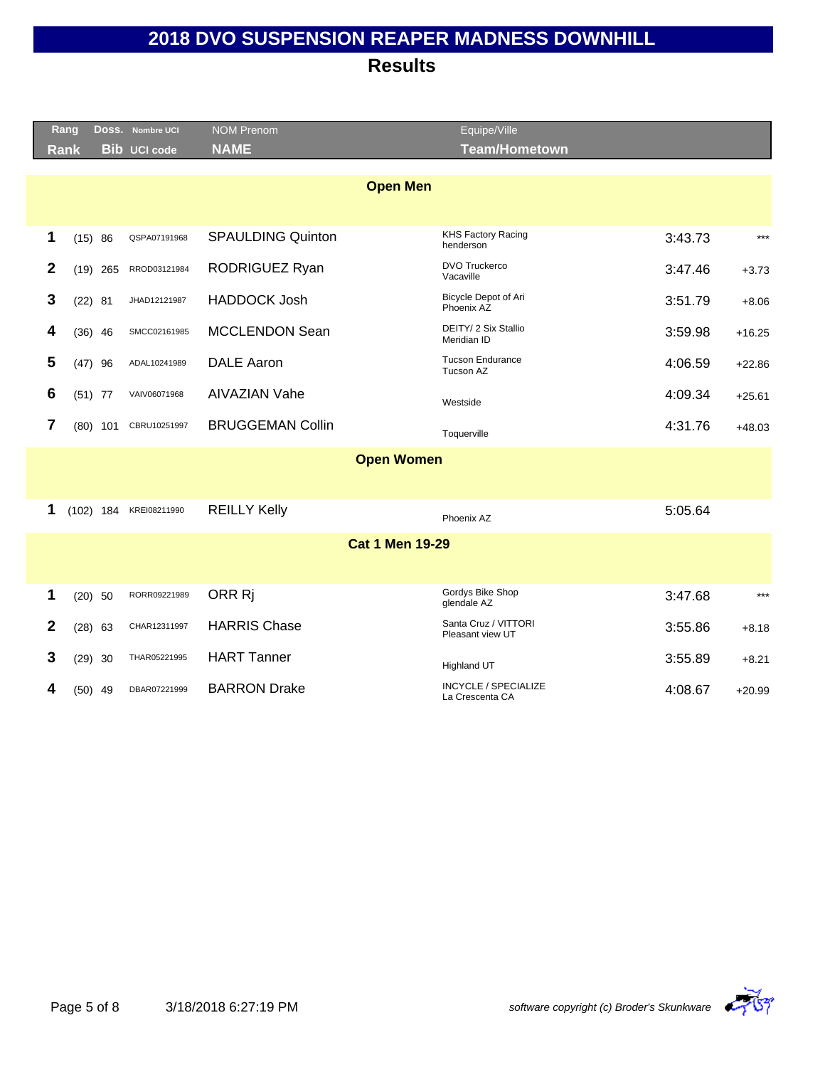# 2018 DVO SUSPENSION REAPER MADNESS DOWNHILL

## Results

| Rang Rank | | Doss. Bib | Nombre UCI UCI code | NOM Prenom NAME | Equipe/Ville Team/Hometown | | |
|---|---|---|---|---|---|---|---|
| **Open Men** | | | | | | | |
| 1 | (15) | 86 | QSPA07191968 | SPAULDING Quinton | KHS Factory Racing henderson | 3:43.73 | *** |
| 2 | (19) | 265 | RROD03121984 | RODRIGUEZ Ryan | DVO Truckerco Vacaville | 3:47.46 | +3.73 |
| 3 | (22) | 81 | JHAD12121987 | HADDOCK Josh | Bicycle Depot of Ari Phoenix AZ | 3:51.79 | +8.06 |
| 4 | (36) | 46 | SMCC02161985 | MCCLENDON Sean | DEITY/ 2 Six Stallio Meridian ID | 3:59.98 | +16.25 |
| 5 | (47) | 96 | ADAL10241989 | DALE Aaron | Tucson Endurance Tucson AZ | 4:06.59 | +22.86 |
| 6 | (51) | 77 | VAIV06071968 | AIVAZIAN Vahe | Westside | 4:09.34 | +25.61 |
| 7 | (80) | 101 | CBRU10251997 | BRUGGEMAN Collin | Toquerville | 4:31.76 | +48.03 |
| **Open Women** | | | | | | | |
| 1 | (102) | 184 | KREI08211990 | REILLY Kelly | Phoenix AZ | 5:05.64 | |
| **Cat 1 Men 19-29** | | | | | | | |
| 1 | (20) | 50 | RORR09221989 | ORR Rj | Gordys Bike Shop glendale AZ | 3:47.68 | *** |
| 2 | (28) | 63 | CHAR12311997 | HARRIS Chase | Santa Cruz / VITTORI Pleasant view UT | 3:55.86 | +8.18 |
| 3 | (29) | 30 | THAR05221995 | HART Tanner | Highland UT | 3:55.89 | +8.21 |
| 4 | (50) | 49 | DBAR07221999 | BARRON Drake | INCYCLE / SPECIALIZE La Crescenta CA | 4:08.67 | +20.99 |

3/18/2018 6:27:19 PM

*software copyright (c) Broder's Skunkware*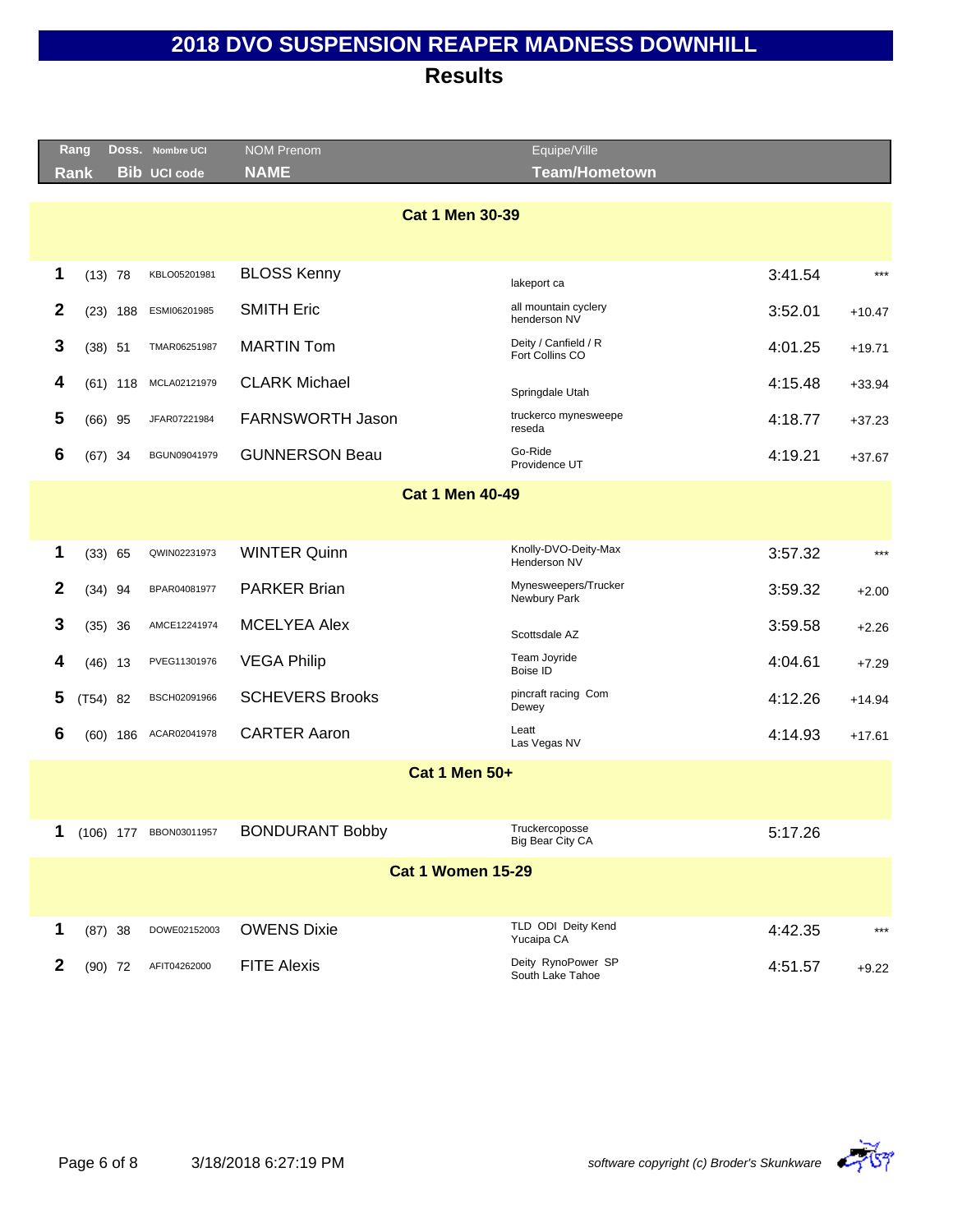# 2018 DVO SUSPENSION REAPER MADNESS DOWNHILL

## Results

| Rang / Rank | | Doss. / Bib | Nombre UCI / UCI code | NOM Prenom / NAME | Equipe/Ville / Team/Hometown | | |
|---|---|---|---|---|---|---|---|
| **Cat 1 Men 30-39** | | | | | | | |
| 1 | (13) | 78 | KBLO05201981 | BLOSS Kenny | lakeport ca | 3:41.54 | *** |
| 2 | (23) | 188 | ESMI06201985 | SMITH Eric | all mountain cyclery henderson NV | 3:52.01 | +10.47 |
| 3 | (38) | 51 | TMAR06251987 | MARTIN Tom | Deity / Canfield / R Fort Collins CO | 4:01.25 | +19.71 |
| 4 | (61) | 118 | MCLA02121979 | CLARK Michael | Springdale Utah | 4:15.48 | +33.94 |
| 5 | (66) | 95 | JFAR07221984 | FARNSWORTH Jason | truckerco mynesweepe reseda | 4:18.77 | +37.23 |
| 6 | (67) | 34 | BGUN09041979 | GUNNERSON Beau | Go-Ride Providence UT | 4:19.21 | +37.67 |
| **Cat 1 Men 40-49** | | | | | | | |
| 1 | (33) | 65 | QWIN02231973 | WINTER Quinn | Knolly-DVO-Deity-Max Henderson NV | 3:57.32 | *** |
| 2 | (34) | 94 | BPAR04081977 | PARKER Brian | Mynesweepers/Trucker Newbury Park | 3:59.32 | +2.00 |
| 3 | (35) | 36 | AMCE12241974 | MCELYEA Alex | Scottsdale AZ | 3:59.58 | +2.26 |
| 4 | (46) | 13 | PVEG11301976 | VEGA Philip | Team Joyride Boise ID | 4:04.61 | +7.29 |
| 5 | (T54) | 82 | BSCH02091966 | SCHEVERS Brooks | pincraft racing Com Dewey | 4:12.26 | +14.94 |
| 6 | (60) | 186 | ACAR02041978 | CARTER Aaron | Leatt Las Vegas NV | 4:14.93 | +17.61 |
| **Cat 1 Men 50+** | | | | | | | |
| 1 | (106) | 177 | BBON03011957 | BONDURANT Bobby | Truckercoposse Big Bear City CA | 5:17.26 | |
| **Cat 1 Women 15-29** | | | | | | | |
| 1 | (87) | 38 | DOWE02152003 | OWENS Dixie | TLD ODI Deity Kend Yucaipa CA | 4:42.35 | *** |
| 2 | (90) | 72 | AFIT04262000 | FITE Alexis | Deity RynoPower SP South Lake Tahoe | 4:51.57 | +9.22 |

3/18/2018 6:27:19 PM

*software copyright (c) Broder's Skunkware*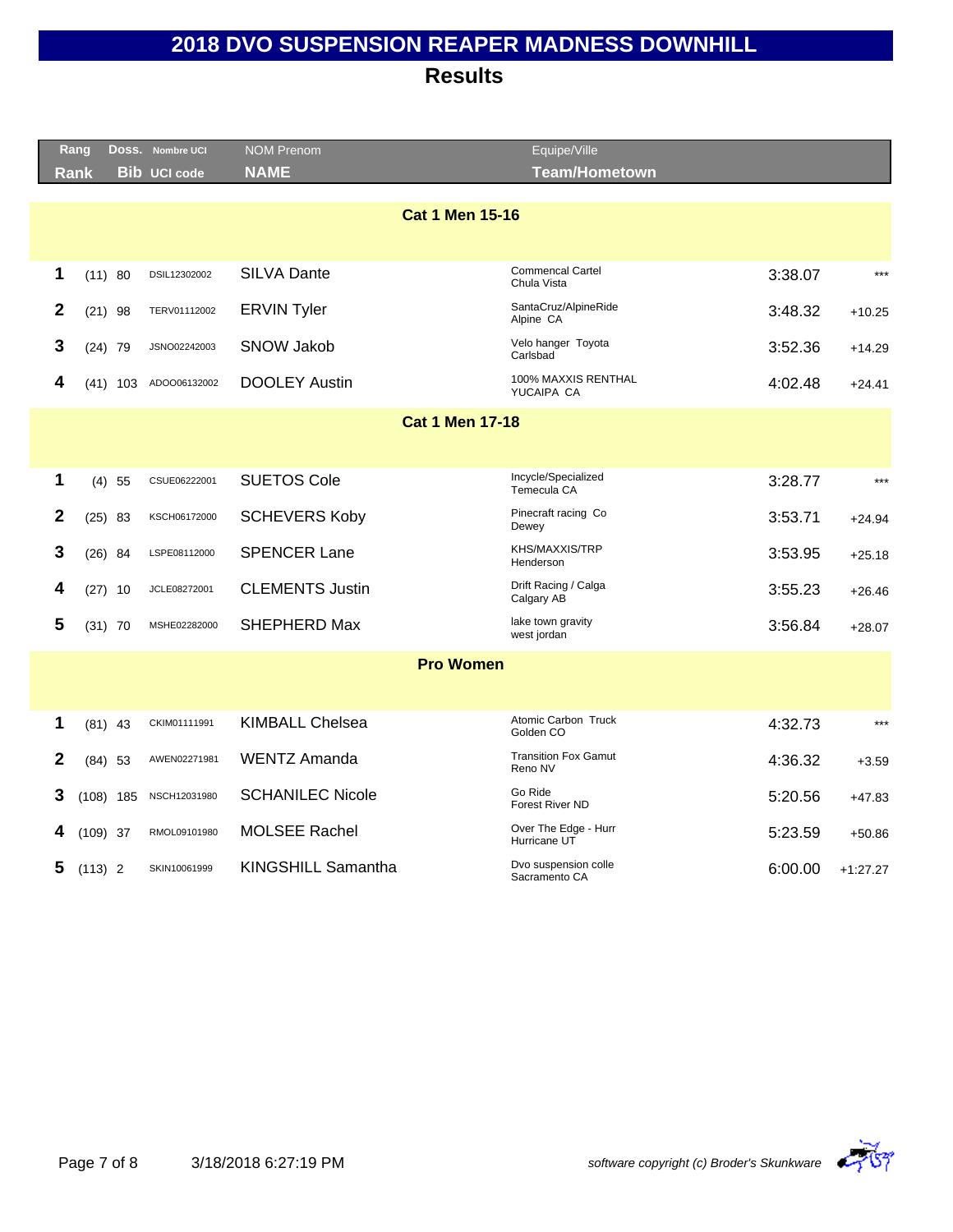# 2018 DVO SUSPENSION REAPER MADNESS DOWNHILL

## Results

| Rang<br>Rank | | Doss.<br>Bib | Nombre UCI<br>UCI code | NOM Prenom<br>NAME | Equipe/Ville<br>Team/Hometown | | |
|---|---|---|---|---|---|---|---|
| **Cat 1 Men 15-16** | | | | | | | |
| 1 | (11) | 80 | DSIL12302002 | SILVA Dante | Commencal Cartel<br>Chula Vista | 3:38.07 | *** |
| 2 | (21) | 98 | TERV01112002 | ERVIN Tyler | SantaCruz/AlpineRide<br>Alpine CA | 3:48.32 | +10.25 |
| 3 | (24) | 79 | JSNO02242003 | SNOW Jakob | Velo hanger Toyota<br>Carlsbad | 3:52.36 | +14.29 |
| 4 | (41) | 103 | ADOO06132002 | DOOLEY Austin | 100% MAXXIS RENTHAL<br>YUCAIPA CA | 4:02.48 | +24.41 |
| **Cat 1 Men 17-18** | | | | | | | |
| 1 | (4) | 55 | CSUE06222001 | SUETOS Cole | Incycle/Specialized<br>Temecula CA | 3:28.77 | *** |
| 2 | (25) | 83 | KSCH06172000 | SCHEVERS Koby | Pinecraft racing Co<br>Dewey | 3:53.71 | +24.94 |
| 3 | (26) | 84 | LSPE08112000 | SPENCER Lane | KHS/MAXXIS/TRP<br>Henderson | 3:53.95 | +25.18 |
| 4 | (27) | 10 | JCLE08272001 | CLEMENTS Justin | Drift Racing / Calga<br>Calgary AB | 3:55.23 | +26.46 |
| 5 | (31) | 70 | MSHE02282000 | SHEPHERD Max | lake town gravity<br>west jordan | 3:56.84 | +28.07 |
| **Pro Women** | | | | | | | |
| 1 | (81) | 43 | CKIM01111991 | KIMBALL Chelsea | Atomic Carbon Truck<br>Golden CO | 4:32.73 | *** |
| 2 | (84) | 53 | AWEN02271981 | WENTZ Amanda | Transition Fox Gamut<br>Reno NV | 4:36.32 | +3.59 |
| 3 | (108) | 185 | NSCH12031980 | SCHANILEC Nicole | Go Ride<br>Forest River ND | 5:20.56 | +47.83 |
| 4 | (109) | 37 | RMOL09101980 | MOLSEE Rachel | Over The Edge - Hurr<br>Hurricane UT | 5:23.59 | +50.86 |
| 5 | (113) | 2 | SKIN10061999 | KINGSHILL Samantha | Dvo suspension colle<br>Sacramento CA | 6:00.00 | +1:27.27 |

3/18/2018 6:27:19 PM

*software copyright (c) Broder's Skunkware*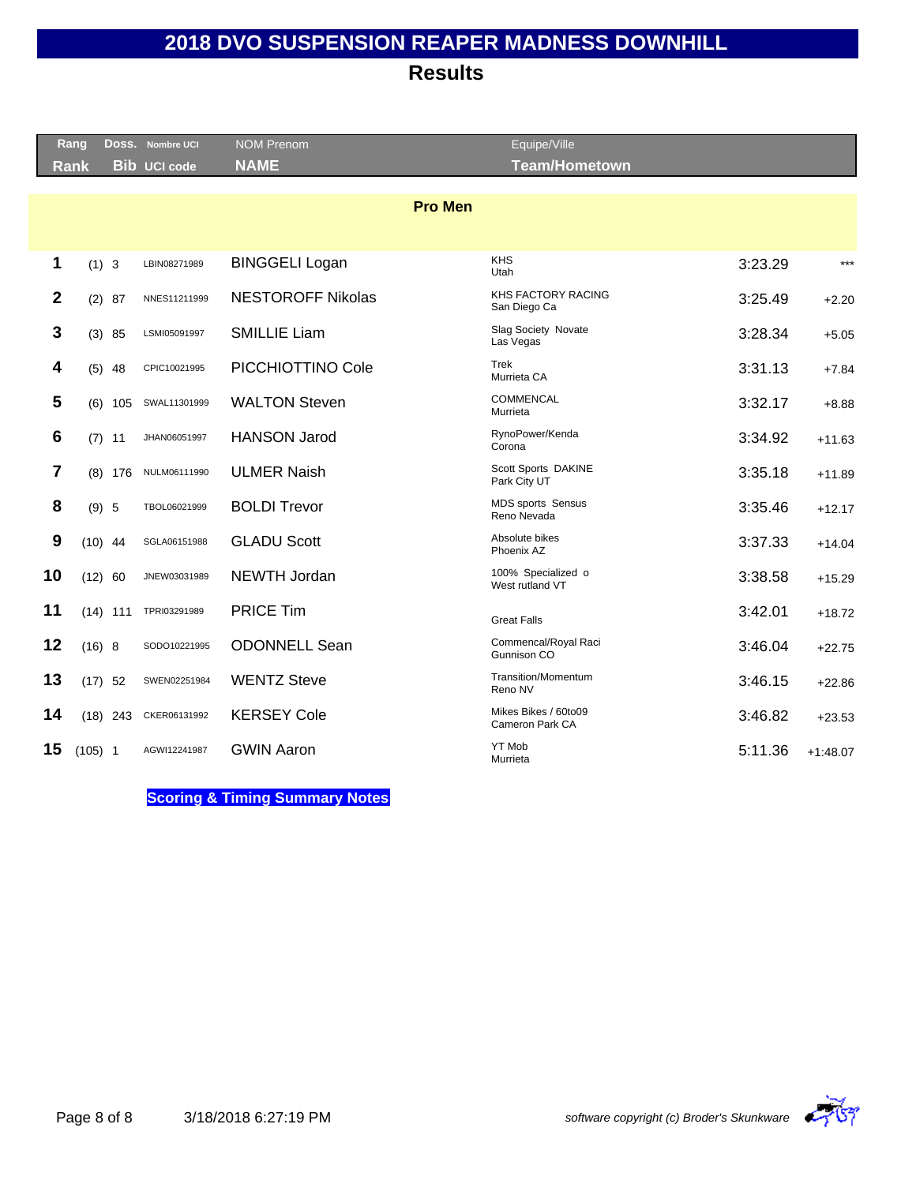# 2018 DVO SUSPENSION REAPER MADNESS DOWNHILL

## Results

| Rang Rank | Doss. Bib | Nombre UCI UCI code | NOM Prenom NAME | Equipe/Ville Team/Hometown | | |
|---|---|---|---|---|---|---|
| | | | **Pro Men** | | | |
| 1 | (1) 3 | LBIN08271989 | BINGGELI Logan | KHS Utah | 3:23.29 | *** |
| 2 | (2) 87 | NNES11211999 | NESTOROFF Nikolas | KHS FACTORY RACING San Diego Ca | 3:25.49 | +2.20 |
| 3 | (3) 85 | LSMI05091997 | SMILLIE Liam | Slag Society Novate Las Vegas | 3:28.34 | +5.05 |
| 4 | (5) 48 | CPIC10021995 | PICCHIOTTINO Cole | Trek Murrieta CA | 3:31.13 | +7.84 |
| 5 | (6) 105 | SWAL11301999 | WALTON Steven | COMMENCAL Murrieta | 3:32.17 | +8.88 |
| 6 | (7) 11 | JHAN06051997 | HANSON Jarod | RynoPower/Kenda Corona | 3:34.92 | +11.63 |
| 7 | (8) 176 | NULM06111990 | ULMER Naish | Scott Sports DAKINE Park City UT | 3:35.18 | +11.89 |
| 8 | (9) 5 | TBOL06021999 | BOLDI Trevor | MDS sports Sensus Reno Nevada | 3:35.46 | +12.17 |
| 9 | (10) 44 | SGLA06151988 | GLADU Scott | Absolute bikes Phoenix AZ | 3:37.33 | +14.04 |
| 10 | (12) 60 | JNEW03031989 | NEWTH Jordan | 100% Specialized o West rutland VT | 3:38.58 | +15.29 |
| 11 | (14) 111 | TPRI03291989 | PRICE Tim | Great Falls | 3:42.01 | +18.72 |
| 12 | (16) 8 | SODO10221995 | ODONNELL Sean | Commencal/Royal Raci Gunnison CO | 3:46.04 | +22.75 |
| 13 | (17) 52 | SWEN02251984 | WENTZ Steve | Transition/Momentum Reno NV | 3:46.15 | +22.86 |
| 14 | (18) 243 | CKER06131992 | KERSEY Cole | Mikes Bikes / 60to09 Cameron Park CA | 3:46.82 | +23.53 |
| 15 | (105) 1 | AGWI12241987 | GWIN Aaron | YT Mob Murrieta | 5:11.36 | +1:48.07 |

**Scoring & Timing Summary Notes**

3/18/2018 6:27:19 PM

*software copyright (c) Broder's Skunkware*